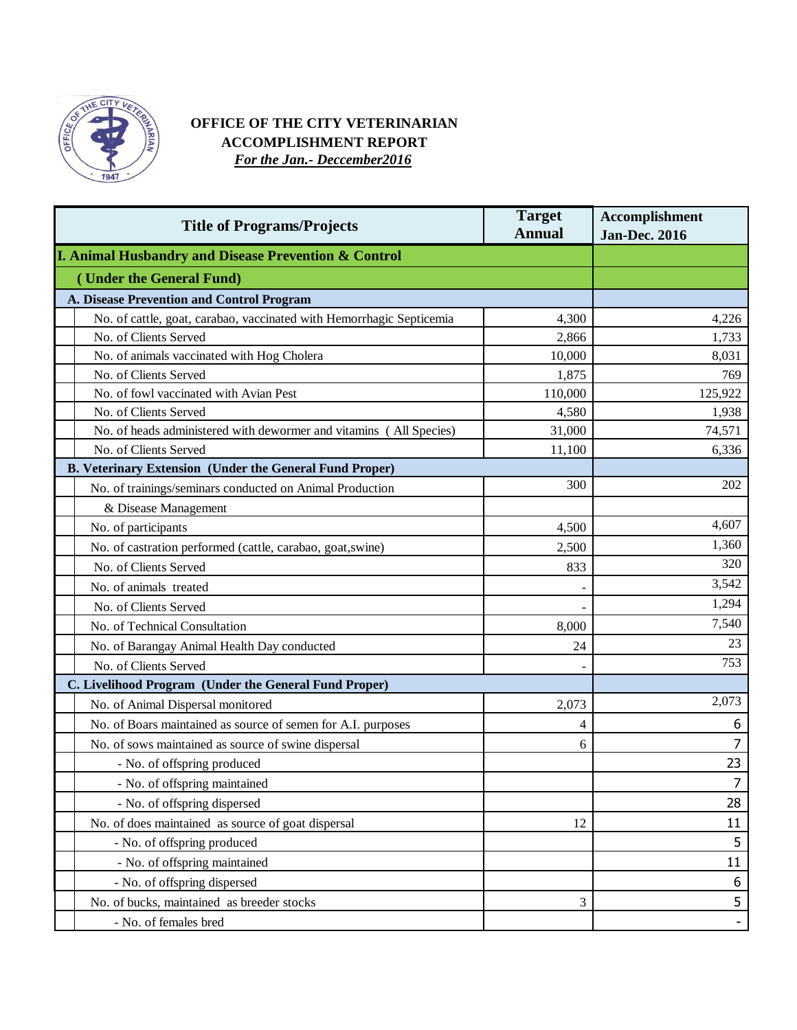# OFFICE OF THE CITY VETERINARIAN

## ACCOMPLISHMENT REPORT

***For the Jan.- Deccember2016***

| Title of Programs/Projects | Target Annual | Accomplishment Jan-Dec. 2016 |
|---|---|---|
| **I. Animal Husbandry and Disease Prevention & Control** | | |
| **(Under the General Fund)** | | |
| **A. Disease Prevention and Control Program** | | |
| No. of cattle, goat, carabao, vaccinated with Hemorrhagic Septicemia | 4,300 | 4,226 |
| No. of Clients Served | 2,866 | 1,733 |
| No. of animals vaccinated with Hog Cholera | 10,000 | 8,031 |
| No. of Clients Served | 1,875 | 769 |
| No. of fowl vaccinated with Avian Pest | 110,000 | 125,922 |
| No. of Clients Served | 4,580 | 1,938 |
| No. of heads administered with dewormer and vitamins ( All Species) | 31,000 | 74,571 |
| No. of Clients Served | 11,100 | 6,336 |
| **B. Veterinary Extension (Under the General Fund Proper)** | | |
| No. of trainings/seminars conducted on Animal Production & Disease Management | 300 | 202 |
| No. of participants | 4,500 | 4,607 |
| No. of castration performed (cattle, carabao, goat,swine) | 2,500 | 1,360 |
| No. of Clients Served | 833 | 320 |
| No. of animals treated | - | 3,542 |
| No. of Clients Served | - | 1,294 |
| No. of Technical Consultation | 8,000 | 7,540 |
| No. of Barangay Animal Health Day conducted | 24 | 23 |
| No. of Clients Served | - | 753 |
| **C. Livelihood Program (Under the General Fund Proper)** | | |
| No. of Animal Dispersal monitored | 2,073 | 2,073 |
| No. of Boars maintained as source of semen for A.I. purposes | 4 | 6 |
| No. of sows maintained as source of swine dispersal | 6 | 7 |
| - No. of offspring produced | | 23 |
| - No. of offspring maintained | | 7 |
| - No. of offspring dispersed | | 28 |
| No. of does maintained as source of goat dispersal | 12 | 11 |
| - No. of offspring produced | | 5 |
| - No. of offspring maintained | | 11 |
| - No. of offspring dispersed | | 6 |
| No. of bucks, maintained as breeder stocks | 3 | 5 |
| - No. of females bred | | - |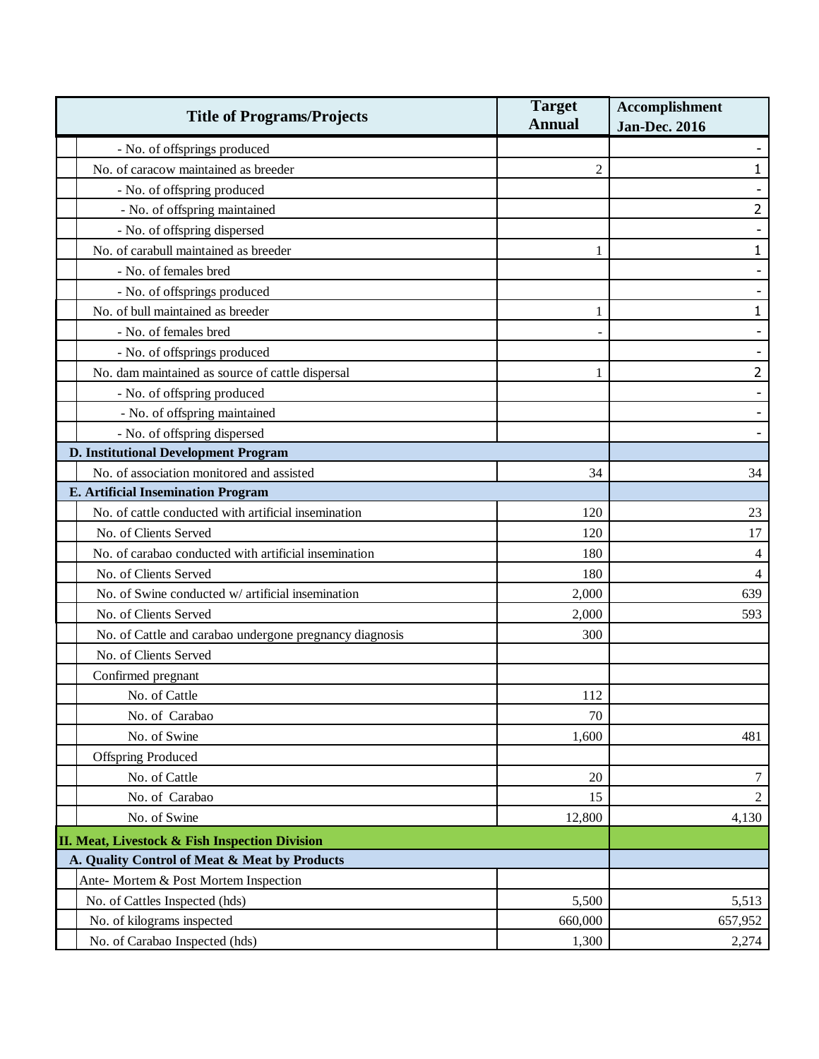| Title of Programs/Projects | Target Annual | Accomplishment Jan-Dec. 2016 |
|---|---|---|
| - No. of offsprings produced | | - |
| No. of caracow maintained as breeder | 2 | 1 |
| - No. of offspring produced | | - |
| - No. of offspring maintained | | 2 |
| - No. of offspring dispersed | | - |
| No. of carabull maintained as breeder | 1 | 1 |
| - No. of females bred | | - |
| - No. of offsprings produced | | - |
| No. of bull maintained as breeder | 1 | 1 |
| - No. of females bred | - | - |
| - No. of offsprings produced | | - |
| No. dam maintained as source of cattle dispersal | 1 | 2 |
| - No. of offspring produced | | - |
| - No. of offspring maintained | | - |
| - No. of offspring dispersed | | - |
| **D. Institutional Development Program** | | |
| No. of association monitored and assisted | 34 | 34 |
| **E. Artificial Insemination Program** | | |
| No. of cattle conducted with artificial insemination | 120 | 23 |
| No. of Clients Served | 120 | 17 |
| No. of carabao conducted with artificial insemination | 180 | 4 |
| No. of Clients Served | 180 | 4 |
| No. of Swine conducted w/ artificial insemination | 2,000 | 639 |
| No. of Clients Served | 2,000 | 593 |
| No. of Cattle and carabao undergone pregnancy diagnosis | 300 | |
| No. of Clients Served | | |
| Confirmed pregnant | | |
| No. of Cattle | 112 | |
| No. of Carabao | 70 | |
| No. of Swine | 1,600 | 481 |
| Offspring Produced | | |
| No. of Cattle | 20 | 7 |
| No. of Carabao | 15 | 2 |
| No. of Swine | 12,800 | 4,130 |
| **II. Meat, Livestock & Fish Inspection Division** | | |
| **A. Quality Control of Meat & Meat by Products** | | |
| Ante- Mortem & Post Mortem Inspection | | |
| No. of Cattles Inspected (hds) | 5,500 | 5,513 |
| No. of kilograms inspected | 660,000 | 657,952 |
| No. of Carabao Inspected (hds) | 1,300 | 2,274 |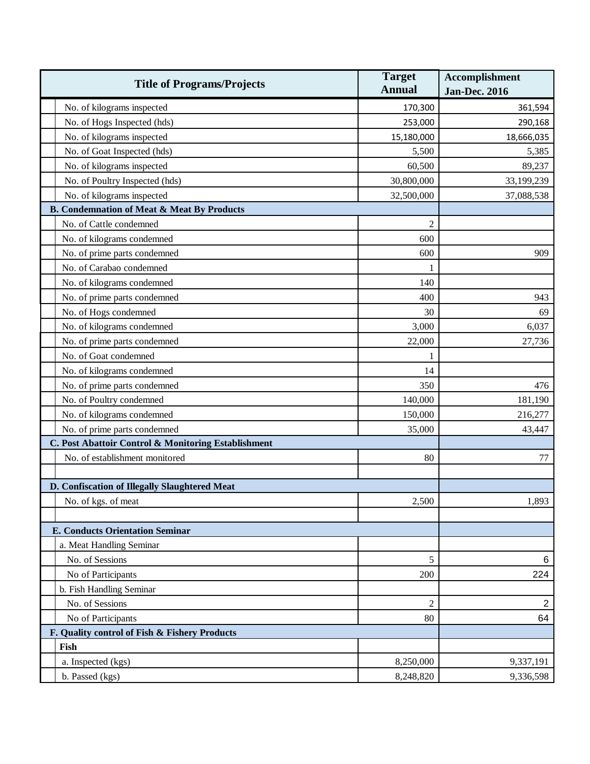| Title of Programs/Projects | Target Annual | Accomplishment Jan-Dec. 2016 |
|---|---|---|
| No. of kilograms inspected | 170,300 | 361,594 |
| No. of Hogs Inspected (hds) | 253,000 | 290,168 |
| No. of kilograms inspected | 15,180,000 | 18,666,035 |
| No. of Goat Inspected (hds) | 5,500 | 5,385 |
| No. of kilograms inspected | 60,500 | 89,237 |
| No. of Poultry Inspected (hds) | 30,800,000 | 33,199,239 |
| No. of kilograms inspected | 32,500,000 | 37,088,538 |
| **B. Condemnation of Meat & Meat By Products** | | |
| No. of Cattle condemned | 2 | |
| No. of kilograms condemned | 600 | |
| No. of prime parts condemned | 600 | 909 |
| No. of Carabao condemned | 1 | |
| No. of kilograms condemned | 140 | |
| No. of prime parts condemned | 400 | 943 |
| No. of Hogs condemned | 30 | 69 |
| No. of kilograms condemned | 3,000 | 6,037 |
| No. of prime parts condemned | 22,000 | 27,736 |
| No. of Goat condemned | 1 | |
| No. of kilograms condemned | 14 | |
| No. of prime parts condemned | 350 | 476 |
| No. of Poultry condemned | 140,000 | 181,190 |
| No. of kilograms condemned | 150,000 | 216,277 |
| No. of prime parts condemned | 35,000 | 43,447 |
| **C. Post Abattoir Control & Monitoring Establishment** | | |
| No. of establishment monitored | 80 | 77 |
| | | |
| **D. Confiscation of Illegally Slaughtered Meat** | | |
| No. of kgs. of meat | 2,500 | 1,893 |
| | | |
| **E. Conducts Orientation Seminar** | | |
| a. Meat Handling Seminar | | |
| No. of Sessions | 5 | 6 |
| No of Participants | 200 | 224 |
| b. Fish Handling Seminar | | |
| No. of Sessions | 2 | 2 |
| No of Participants | 80 | 64 |
| **F. Quality control of Fish & Fishery Products** | | |
| **Fish** | | |
| a. Inspected (kgs) | 8,250,000 | 9,337,191 |
| b. Passed (kgs) | 8,248,820 | 9,336,598 |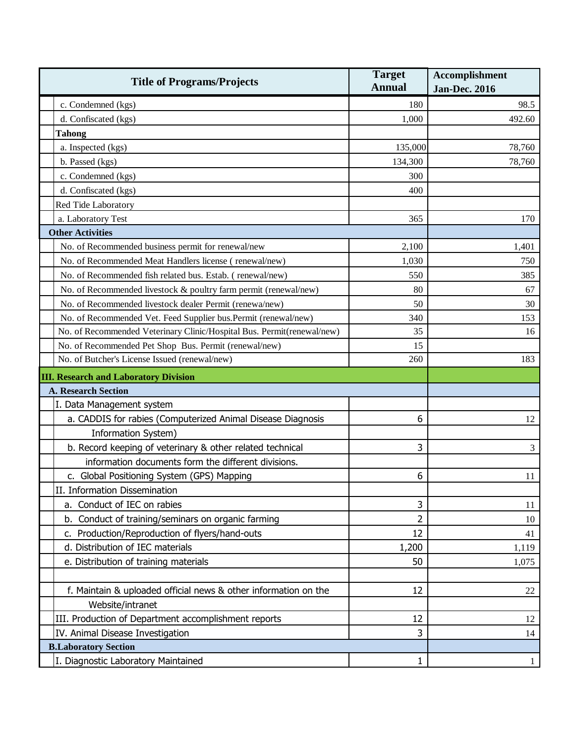| Title of Programs/Projects | Target Annual | Accomplishment Jan-Dec. 2016 |
|---|---|---|
| c. Condemned (kgs) | 180 | 98.5 |
| d. Confiscated (kgs) | 1,000 | 492.60 |
| **Tahong** | | |
| a. Inspected (kgs) | 135,000 | 78,760 |
| b. Passed (kgs) | 134,300 | 78,760 |
| c. Condemned (kgs) | 300 | |
| d. Confiscated (kgs) | 400 | |
| Red Tide Laboratory | | |
| a. Laboratory Test | 365 | 170 |
| **Other Activities** | | |
| No. of Recommended business permit for renewal/new | 2,100 | 1,401 |
| No. of Recommended Meat Handlers license ( renewal/new) | 1,030 | 750 |
| No. of Recommended fish related bus. Estab. ( renewal/new) | 550 | 385 |
| No. of Recommended livestock & poultry farm permit (renewal/new) | 80 | 67 |
| No. of Recommended livestock dealer Permit (renewa/new) | 50 | 30 |
| No. of Recommended Vet. Feed Supplier bus.Permit (renewal/new) | 340 | 153 |
| No. of Recommended Veterinary Clinic/Hospital Bus. Permit(renewal/new) | 35 | 16 |
| No. of Recommended Pet Shop Bus. Permit (renewal/new) | 15 | |
| No. of Butcher's License Issued (renewal/new) | 260 | 183 |
| **III. Research and Laboratory Division** | | |
| **A. Research Section** | | |
| I. Data Management system | | |
| a. CADDIS for rabies (Computerized Animal Disease Diagnosis | 6 | 12 |
| Information System) | | |
| b. Record keeping of veterinary & other related technical | 3 | 3 |
| information documents form the different divisions. | | |
| c. Global Positioning System (GPS) Mapping | 6 | 11 |
| II. Information Dissemination | | |
| a. Conduct of IEC on rabies | 3 | 11 |
| b. Conduct of training/seminars on organic farming | 2 | 10 |
| c. Production/Reproduction of flyers/hand-outs | 12 | 41 |
| d. Distribution of IEC materials | 1,200 | 1,119 |
| e. Distribution of training materials | 50 | 1,075 |
| | | |
| f. Maintain & uploaded official news & other information on the | 12 | 22 |
| Website/intranet | | |
| III. Production of Department accomplishment reports | 12 | 12 |
| IV. Animal Disease Investigation | 3 | 14 |
| **B.Laboratory Section** | | |
| I. Diagnostic Laboratory Maintained | 1 | 1 |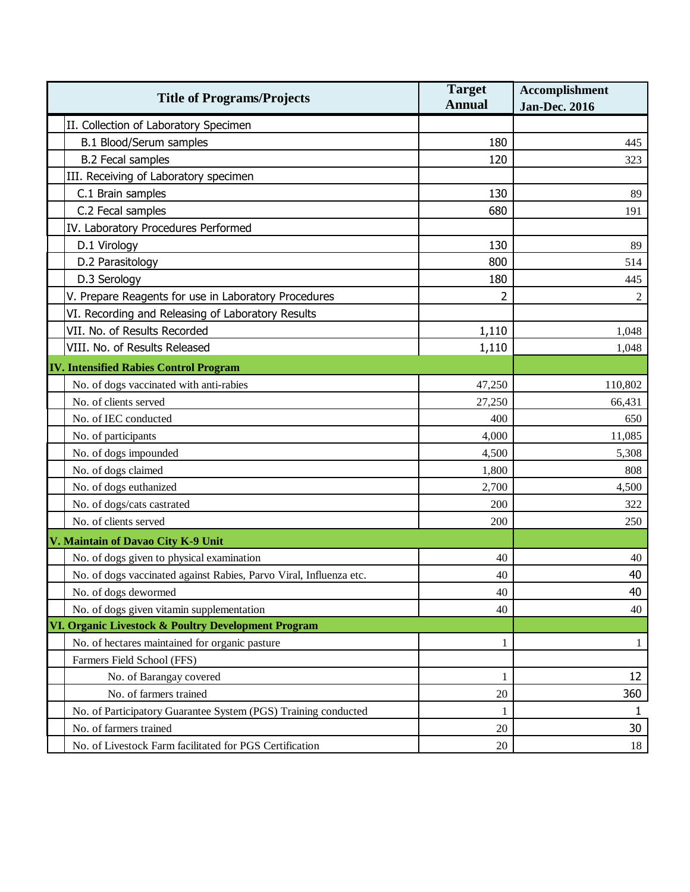| Title of Programs/Projects | Target Annual | Accomplishment Jan-Dec. 2016 |
|---|---|---|
| II. Collection of Laboratory Specimen | | |
| B.1 Blood/Serum samples | 180 | 445 |
| B.2 Fecal samples | 120 | 323 |
| III. Receiving of Laboratory specimen | | |
| C.1 Brain samples | 130 | 89 |
| C.2 Fecal samples | 680 | 191 |
| IV. Laboratory Procedures Performed | | |
| D.1 Virology | 130 | 89 |
| D.2 Parasitology | 800 | 514 |
| D.3 Serology | 180 | 445 |
| V. Prepare Reagents for use in Laboratory Procedures | 2 | 2 |
| VI. Recording and Releasing of Laboratory Results | | |
| VII. No. of Results Recorded | 1,110 | 1,048 |
| VIII. No. of Results Released | 1,110 | 1,048 |
| **IV. Intensified Rabies Control Program** | | |
| No. of dogs vaccinated with anti-rabies | 47,250 | 110,802 |
| No. of clients served | 27,250 | 66,431 |
| No. of IEC conducted | 400 | 650 |
| No. of participants | 4,000 | 11,085 |
| No. of dogs impounded | 4,500 | 5,308 |
| No. of dogs claimed | 1,800 | 808 |
| No. of dogs euthanized | 2,700 | 4,500 |
| No. of dogs/cats castrated | 200 | 322 |
| No. of clients served | 200 | 250 |
| **V. Maintain of Davao City K-9 Unit** | | |
| No. of dogs given to physical examination | 40 | 40 |
| No. of dogs vaccinated against Rabies, Parvo Viral, Influenza etc. | 40 | 40 |
| No. of dogs dewormed | 40 | 40 |
| No. of dogs given vitamin supplementation | 40 | 40 |
| **VI. Organic Livestock & Poultry Development Program** | | |
| No. of hectares maintained for organic pasture | 1 | 1 |
| Farmers Field School (FFS) | | |
| No. of Barangay covered | 1 | 12 |
| No. of farmers trained | 20 | 360 |
| No. of Participatory Guarantee System (PGS) Training conducted | 1 | 1 |
| No. of farmers trained | 20 | 30 |
| No. of Livestock Farm facilitated for PGS Certification | 20 | 18 |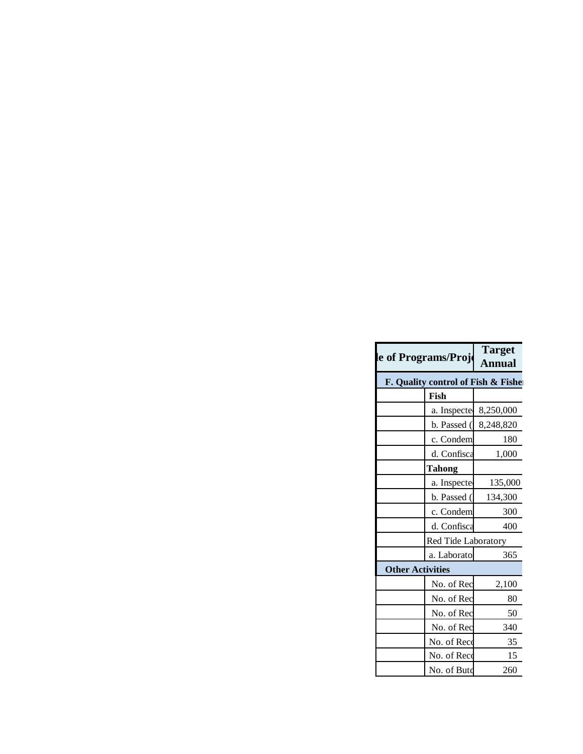| le of Programs/Proj | | Target Annual |
|---|---|---|
| **F. Quality control of Fish & Fisher** | | |
| | **Fish** | |
| | a. Inspecte | 8,250,000 |
| | b. Passed ( | 8,248,820 |
| | c. Condem | 180 |
| | d. Confisca | 1,000 |
| | **Tahong** | |
| | a. Inspecte | 135,000 |
| | b. Passed ( | 134,300 |
| | c. Condem | 300 |
| | d. Confisca | 400 |
| | Red Tide Laboratory | |
| | a. Laborato | 365 |
| **Other Activities** | | |
| | No. of Rec | 2,100 |
| | No. of Rec | 80 |
| | No. of Rec | 50 |
| | No. of Rec | 340 |
| | No. of Reco | 35 |
| | No. of Reco | 15 |
| | No. of Butc | 260 |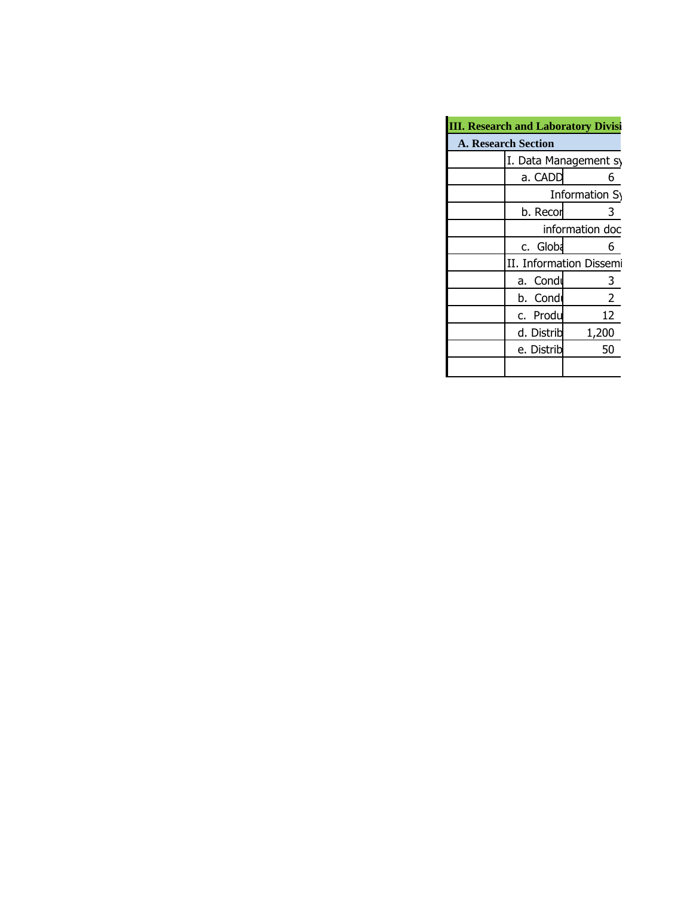| III. Research and Laboratory Divisi | | |
|---|---|---|
| A. Research Section | | |
| | I. Data Management sy | |
| | a. CADD | 6 |
| | Information Sy | |
| | b. Recor | 3 |
| | information doc | |
| | c. Globa | 6 |
| | II. Information Dissemi | |
| | a. Condu | 3 |
| | b. Condu | 2 |
| | c. Produ | 12 |
| | d. Distrib | 1,200 |
| | e. Distrib | 50 |
| | | |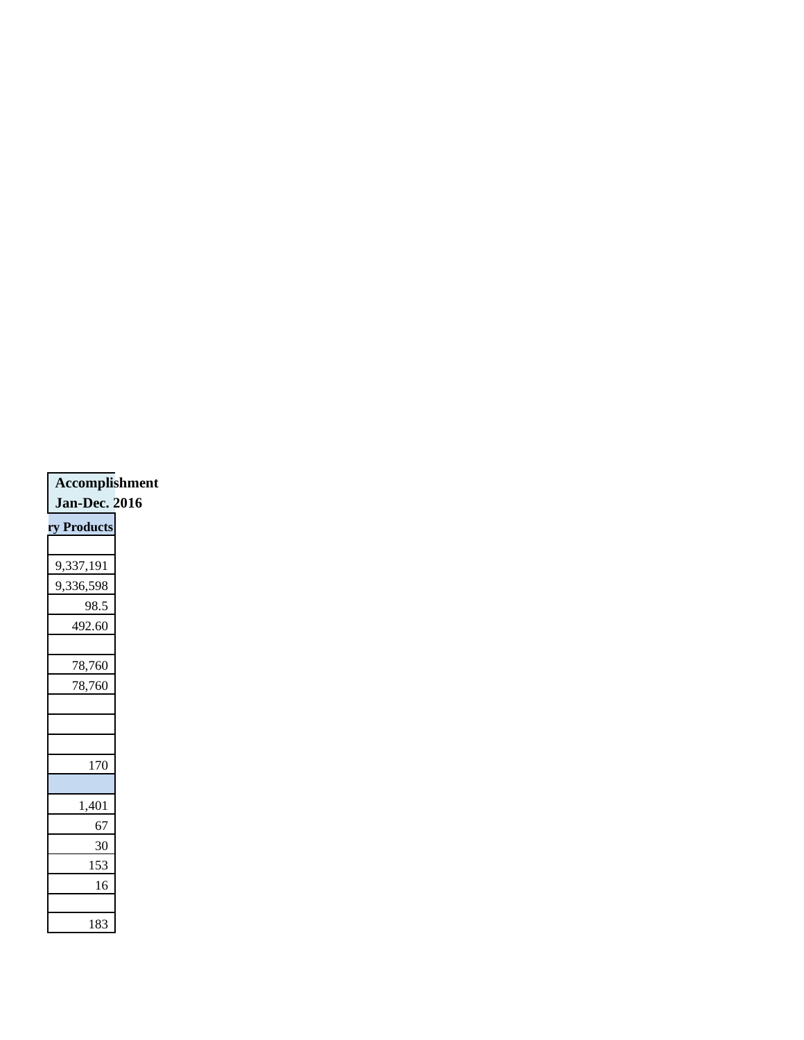| Accomplishment Jan-Dec. 2016 |
| --- |
| ry Products |
| |
| 9,337,191 |
| 9,336,598 |
| 98.5 |
| 492.60 |
| |
| 78,760 |
| 78,760 |
| |
| |
| |
| 170 |
| |
| 1,401 |
| 67 |
| 30 |
| 153 |
| 16 |
| |
| 183 |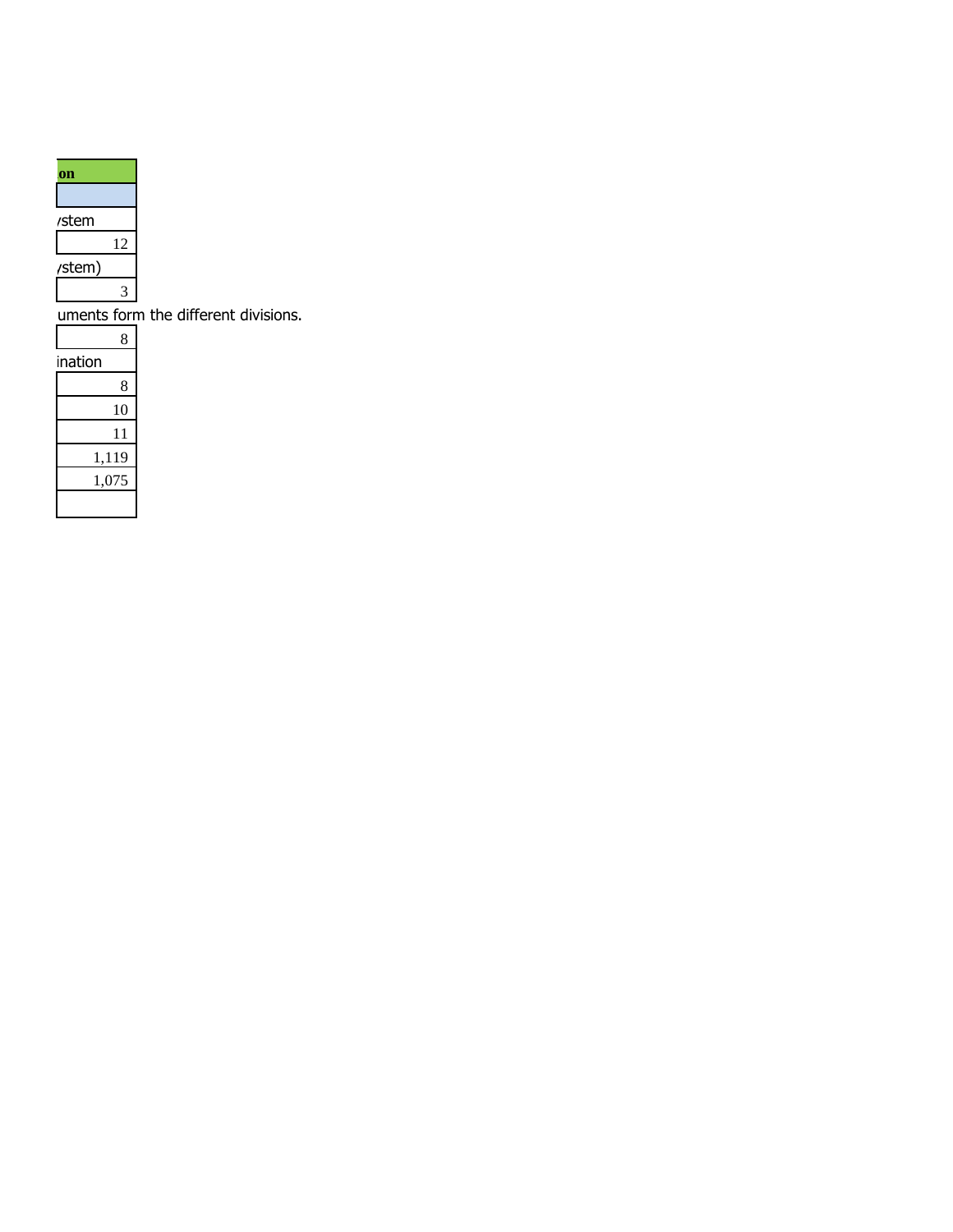| on |
| --- |
| |
| /stem |
| 12 |
| /stem) |
| 3 |

uments form the different divisions.

| |
| --- |
| 8 |
| ination |
| 8 |
| 10 |
| 11 |
| 1,119 |
| 1,075 |
| |